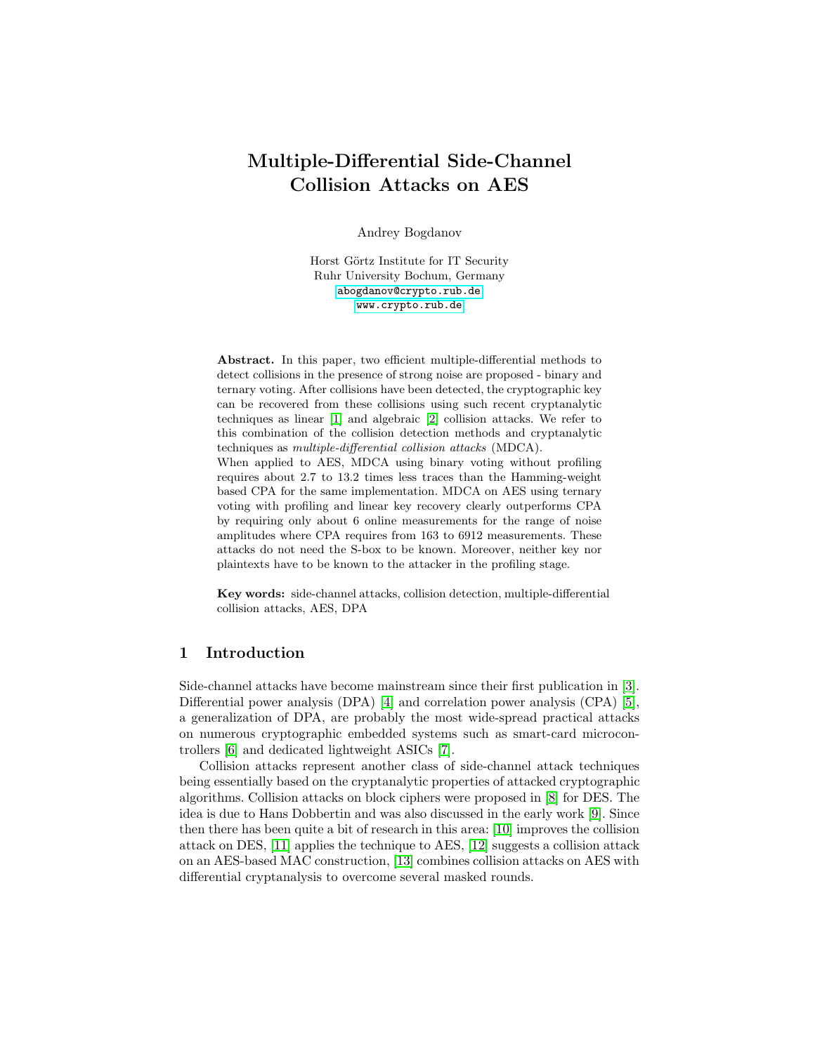# Multiple-Differential Side-Channel Collision Attacks on AES

Andrey Bogdanov

Horst Görtz Institute for IT Security
Ruhr University Bochum, Germany
abogdanov@crypto.rub.de
www.crypto.rub.de

**Abstract.** In this paper, two efficient multiple-differential methods to detect collisions in the presence of strong noise are proposed - binary and ternary voting. After collisions have been detected, the cryptographic key can be recovered from these collisions using such recent cryptanalytic techniques as linear [1] and algebraic [2] collision attacks. We refer to this combination of the collision detection methods and cryptanalytic techniques as *multiple-differential collision attacks* (MDCA).
When applied to AES, MDCA using binary voting without profiling requires about 2.7 to 13.2 times less traces than the Hamming-weight based CPA for the same implementation. MDCA on AES using ternary voting with profiling and linear key recovery clearly outperforms CPA by requiring only about 6 online measurements for the range of noise amplitudes where CPA requires from 163 to 6912 measurements. These attacks do not need the S-box to be known. Moreover, neither key nor plaintexts have to be known to the attacker in the profiling stage.

**Key words:** side-channel attacks, collision detection, multiple-differential collision attacks, AES, DPA

## 1 Introduction

Side-channel attacks have become mainstream since their first publication in [3]. Differential power analysis (DPA) [4] and correlation power analysis (CPA) [5], a generalization of DPA, are probably the most wide-spread practical attacks on numerous cryptographic embedded systems such as smart-card microcontrollers [6] and dedicated lightweight ASICs [7].

Collision attacks represent another class of side-channel attack techniques being essentially based on the cryptanalytic properties of attacked cryptographic algorithms. Collision attacks on block ciphers were proposed in [8] for DES. The idea is due to Hans Dobbertin and was also discussed in the early work [9]. Since then there has been quite a bit of research in this area: [10] improves the collision attack on DES, [11] applies the technique to AES, [12] suggests a collision attack on an AES-based MAC construction, [13] combines collision attacks on AES with differential cryptanalysis to overcome several masked rounds.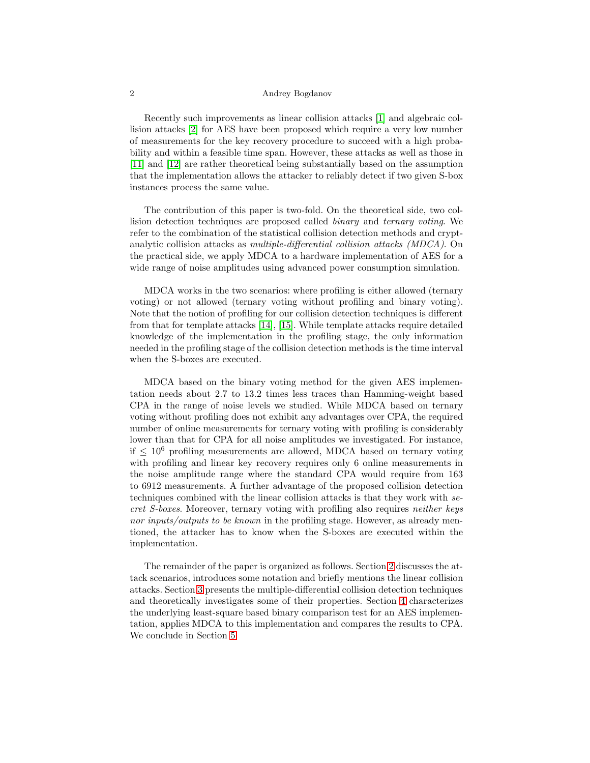Recently such improvements as linear collision attacks [1] and algebraic collision attacks [2] for AES have been proposed which require a very low number of measurements for the key recovery procedure to succeed with a high probability and within a feasible time span. However, these attacks as well as those in [11] and [12] are rather theoretical being substantially based on the assumption that the implementation allows the attacker to reliably detect if two given S-box instances process the same value.

The contribution of this paper is two-fold. On the theoretical side, two collision detection techniques are proposed called *binary* and *ternary voting*. We refer to the combination of the statistical collision detection methods and cryptanalytic collision attacks as *multiple-differential collision attacks (MDCA)*. On the practical side, we apply MDCA to a hardware implementation of AES for a wide range of noise amplitudes using advanced power consumption simulation.

MDCA works in the two scenarios: where profiling is either allowed (ternary voting) or not allowed (ternary voting without profiling and binary voting). Note that the notion of profiling for our collision detection techniques is different from that for template attacks [14], [15]. While template attacks require detailed knowledge of the implementation in the profiling stage, the only information needed in the profiling stage of the collision detection methods is the time interval when the S-boxes are executed.

MDCA based on the binary voting method for the given AES implementation needs about 2.7 to 13.2 times less traces than Hamming-weight based CPA in the range of noise levels we studied. While MDCA based on ternary voting without profiling does not exhibit any advantages over CPA, the required number of online measurements for ternary voting with profiling is considerably lower than that for CPA for all noise amplitudes we investigated. For instance, if $\leq 10^6$ profiling measurements are allowed, MDCA based on ternary voting with profiling and linear key recovery requires only 6 online measurements in the noise amplitude range where the standard CPA would require from 163 to 6912 measurements. A further advantage of the proposed collision detection techniques combined with the linear collision attacks is that they work with *secret S-boxes*. Moreover, ternary voting with profiling also requires *neither keys nor inputs/outputs to be known* in the profiling stage. However, as already mentioned, the attacker has to know when the S-boxes are executed within the implementation.

The remainder of the paper is organized as follows. Section 2 discusses the attack scenarios, introduces some notation and briefly mentions the linear collision attacks. Section 3 presents the multiple-differential collision detection techniques and theoretically investigates some of their properties. Section 4 characterizes the underlying least-square based binary comparison test for an AES implementation, applies MDCA to this implementation and compares the results to CPA. We conclude in Section 5.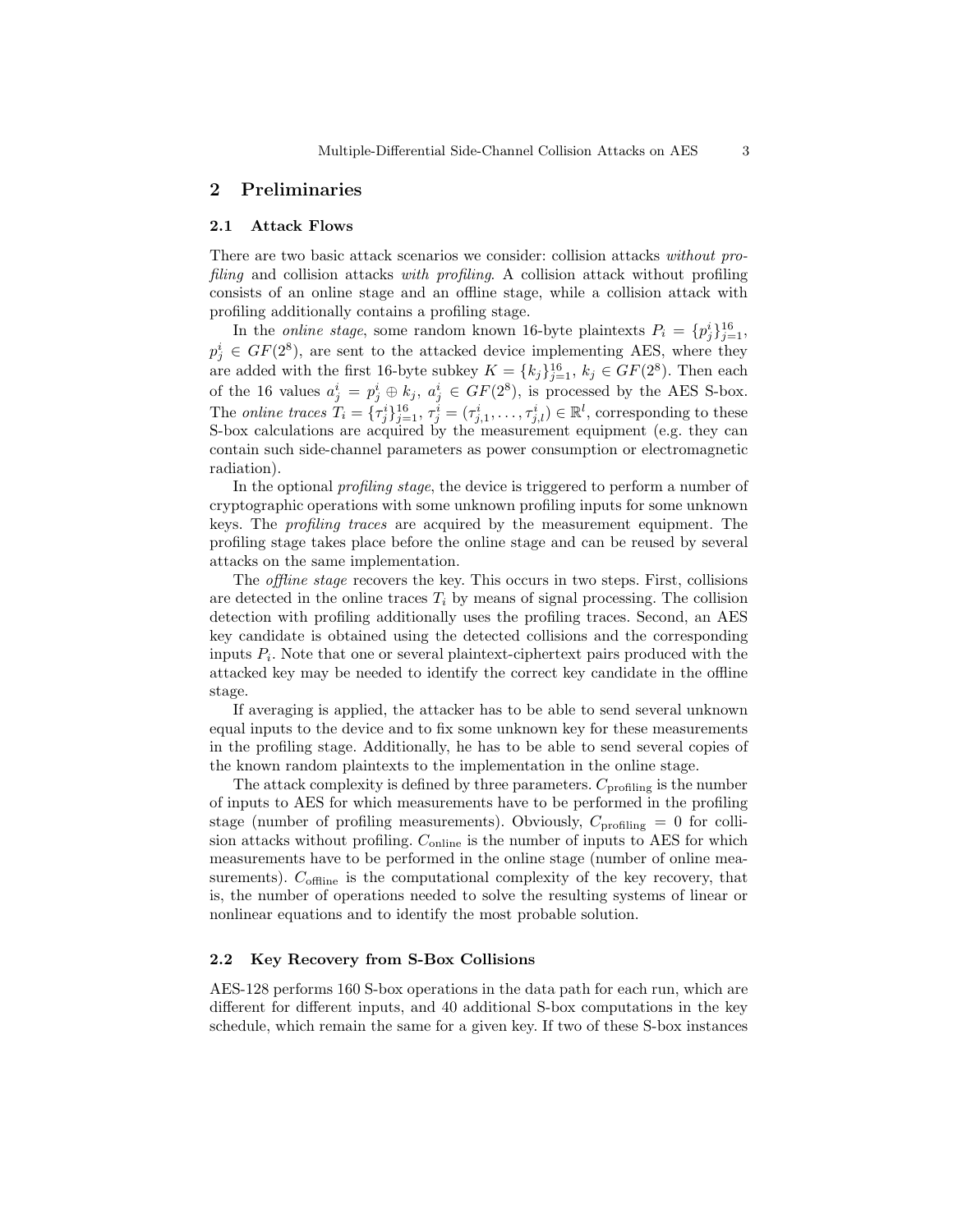## 2 Preliminaries

### 2.1 Attack Flows

There are two basic attack scenarios we consider: collision attacks *without profiling* and collision attacks *with profiling*. A collision attack without profiling consists of an online stage and an offline stage, while a collision attack with profiling additionally contains a profiling stage.

In the *online stage*, some random known 16-byte plaintexts $P_i = \{p_j^i\}_{j=1}^{16}$, $p_j^i \in GF(2^8)$, are sent to the attacked device implementing AES, where they are added with the first 16-byte subkey $K = \{k_j\}_{j=1}^{16}$, $k_j \in GF(2^8)$. Then each of the 16 values $a_j^i = p_j^i \oplus k_j$, $a_j^i \in GF(2^8)$, is processed by the AES S-box. The *online traces* $T_i = \{\tau_j^i\}_{j=1}^{16}$, $\tau_j^i = (\tau_{j,1}^i, \ldots, \tau_{j,l}^i) \in \mathbb{R}^l$, corresponding to these S-box calculations are acquired by the measurement equipment (e.g. they can contain such side-channel parameters as power consumption or electromagnetic radiation).

In the optional *profiling stage*, the device is triggered to perform a number of cryptographic operations with some unknown profiling inputs for some unknown keys. The *profiling traces* are acquired by the measurement equipment. The profiling stage takes place before the online stage and can be reused by several attacks on the same implementation.

The *offline stage* recovers the key. This occurs in two steps. First, collisions are detected in the online traces $T_i$ by means of signal processing. The collision detection with profiling additionally uses the profiling traces. Second, an AES key candidate is obtained using the detected collisions and the corresponding inputs $P_i$. Note that one or several plaintext-ciphertext pairs produced with the attacked key may be needed to identify the correct key candidate in the offline stage.

If averaging is applied, the attacker has to be able to send several unknown equal inputs to the device and to fix some unknown key for these measurements in the profiling stage. Additionally, he has to be able to send several copies of the known random plaintexts to the implementation in the online stage.

The attack complexity is defined by three parameters. $C_{\text{profiling}}$ is the number of inputs to AES for which measurements have to be performed in the profiling stage (number of profiling measurements). Obviously, $C_{\text{profiling}} = 0$ for collision attacks without profiling. $C_{\text{online}}$ is the number of inputs to AES for which measurements have to be performed in the online stage (number of online measurements). $C_{\text{offline}}$ is the computational complexity of the key recovery, that is, the number of operations needed to solve the resulting systems of linear or nonlinear equations and to identify the most probable solution.

### 2.2 Key Recovery from S-Box Collisions

AES-128 performs 160 S-box operations in the data path for each run, which are different for different inputs, and 40 additional S-box computations in the key schedule, which remain the same for a given key. If two of these S-box instances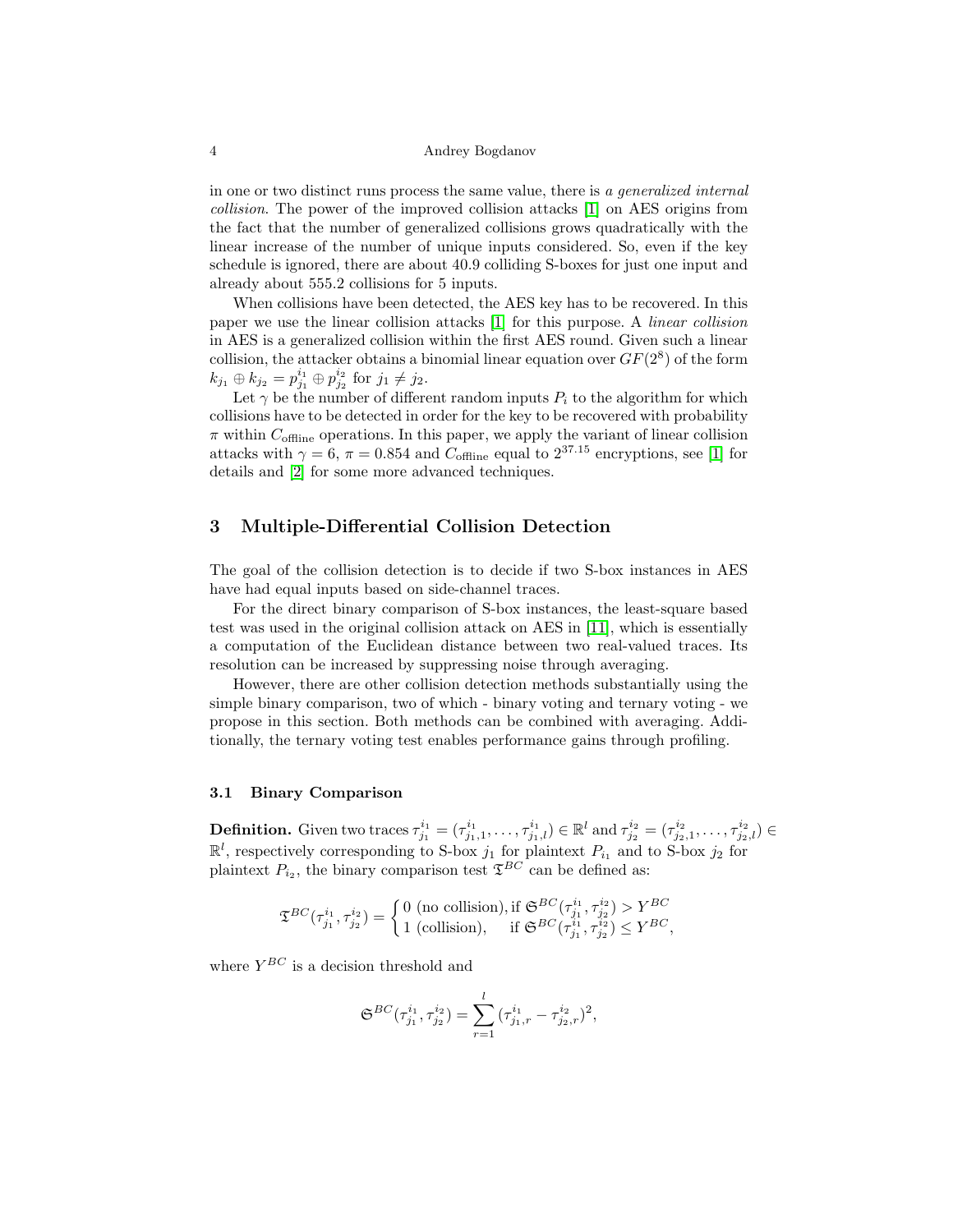in one or two distinct runs process the same value, there is *a generalized internal collision*. The power of the improved collision attacks [1] on AES origins from the fact that the number of generalized collisions grows quadratically with the linear increase of the number of unique inputs considered. So, even if the key schedule is ignored, there are about 40.9 colliding S-boxes for just one input and already about 555.2 collisions for 5 inputs.

When collisions have been detected, the AES key has to be recovered. In this paper we use the linear collision attacks [1] for this purpose. A *linear collision* in AES is a generalized collision within the first AES round. Given such a linear collision, the attacker obtains a binomial linear equation over $GF(2^8)$ of the form $k_{j_1} \oplus k_{j_2} = p^{i_1}_{j_1} \oplus p^{i_2}_{j_2}$ for $j_1 \neq j_2$.

Let $\gamma$ be the number of different random inputs $P_i$ to the algorithm for which collisions have to be detected in order for the key to be recovered with probability $\pi$ within $C_{\text{offline}}$ operations. In this paper, we apply the variant of linear collision attacks with $\gamma = 6$, $\pi = 0.854$ and $C_{\text{offline}}$ equal to $2^{37.15}$ encryptions, see [1] for details and [2] for some more advanced techniques.

## 3 Multiple-Differential Collision Detection

The goal of the collision detection is to decide if two S-box instances in AES have had equal inputs based on side-channel traces.

For the direct binary comparison of S-box instances, the least-square based test was used in the original collision attack on AES in [11], which is essentially a computation of the Euclidean distance between two real-valued traces. Its resolution can be increased by suppressing noise through averaging.

However, there are other collision detection methods substantially using the simple binary comparison, two of which - binary voting and ternary voting - we propose in this section. Both methods can be combined with averaging. Additionally, the ternary voting test enables performance gains through profiling.

### 3.1 Binary Comparison

**Definition.** Given two traces $\tau^{i_1}_{j_1} = (\tau^{i_1}_{j_1,1}, \ldots, \tau^{i_1}_{j_1,l}) \in \mathbb{R}^l$ and $\tau^{i_2}_{j_2} = (\tau^{i_2}_{j_2,1}, \ldots, \tau^{i_2}_{j_2,l}) \in \mathbb{R}^l$, respectively corresponding to S-box $j_1$ for plaintext $P_{i_1}$ and to S-box $j_2$ for plaintext $P_{i_2}$, the binary comparison test $\mathfrak{T}^{BC}$ can be defined as:

$$\mathfrak{T}^{BC}(\tau^{i_1}_{j_1}, \tau^{i_2}_{j_2}) = \begin{cases} 0 \text{ (no collision)}, \text{if } \mathfrak{S}^{BC}(\tau^{i_1}_{j_1}, \tau^{i_2}_{j_2}) > Y^{BC} \\ 1 \text{ (collision)}, \quad \text{if } \mathfrak{S}^{BC}(\tau^{i_1}_{j_1}, \tau^{i_2}_{j_2}) \leq Y^{BC}, \end{cases}$$

where $Y^{BC}$ is a decision threshold and

$$\mathfrak{S}^{BC}(\tau^{i_1}_{j_1}, \tau^{i_2}_{j_2}) = \sum_{r=1}^{l} (\tau^{i_1}_{j_1,r} - \tau^{i_2}_{j_2,r})^2,$$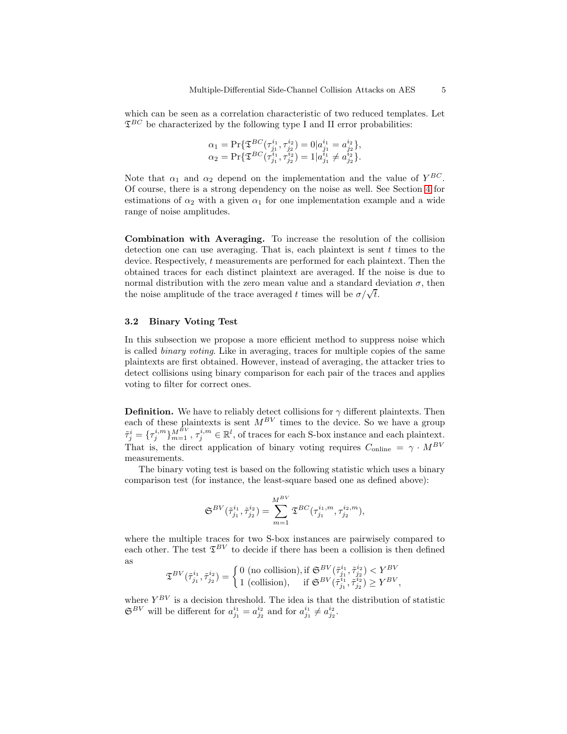which can be seen as a correlation characteristic of two reduced templates. Let $\mathfrak{T}^{BC}$ be characterized by the following type I and II error probabilities:

$$\begin{aligned}
\alpha_1 &= \Pr\{\mathfrak{T}^{BC}(\tau_{j_1}^{i_1}, \tau_{j_2}^{i_2}) = 0 | a_{j_1}^{i_1} = a_{j_2}^{i_2}\}, \\
\alpha_2 &= \Pr\{\mathfrak{T}^{BC}(\tau_{j_1}^{i_1}, \tau_{j_2}^{i_2}) = 1 | a_{j_1}^{i_1} \neq a_{j_2}^{i_2}\}.
\end{aligned}$$

Note that $\alpha_1$ and $\alpha_2$ depend on the implementation and the value of $Y^{BC}$. Of course, there is a strong dependency on the noise as well. See Section 4 for estimations of $\alpha_2$ with a given $\alpha_1$ for one implementation example and a wide range of noise amplitudes.

**Combination with Averaging.** To increase the resolution of the collision detection one can use averaging. That is, each plaintext is sent $t$ times to the device. Respectively, $t$ measurements are performed for each plaintext. Then the obtained traces for each distinct plaintext are averaged. If the noise is due to normal distribution with the zero mean value and a standard deviation $\sigma$, then the noise amplitude of the trace averaged $t$ times will be $\sigma/\sqrt{t}$.

### 3.2 Binary Voting Test

In this subsection we propose a more efficient method to suppress noise which is called *binary voting*. Like in averaging, traces for multiple copies of the same plaintexts are first obtained. However, instead of averaging, the attacker tries to detect collisions using binary comparison for each pair of the traces and applies voting to filter for correct ones.

**Definition.** We have to reliably detect collisions for $\gamma$ different plaintexts. Then each of these plaintexts is sent $M^{BV}$ times to the device. So we have a group $\tilde{\tau}_j^i = \{\tau_j^{i,m}\}_{m=1}^{M^{BV}}$, $\tau_j^{i,m} \in \mathbb{R}^l$, of traces for each S-box instance and each plaintext. That is, the direct application of binary voting requires $C_{\text{online}} = \gamma \cdot M^{BV}$ measurements.

The binary voting test is based on the following statistic which uses a binary comparison test (for instance, the least-square based one as defined above):

$$\mathfrak{S}^{BV}(\tilde{\tau}_{j_1}^{i_1}, \tilde{\tau}_{j_2}^{i_2}) = \sum_{m=1}^{M^{BV}} \mathfrak{T}^{BC}(\tau_{j_1}^{i_1,m}, \tau_{j_2}^{i_2,m}),$$

where the multiple traces for two S-box instances are pairwisely compared to each other. The test $\mathfrak{T}^{BV}$ to decide if there has been a collision is then defined as

$$\mathfrak{T}^{BV}(\tilde{\tau}_{j_1}^{i_1}, \tilde{\tau}_{j_2}^{i_2}) = \begin{cases} 0 \text{ (no collision)}, & \text{if } \mathfrak{S}^{BV}(\tilde{\tau}_{j_1}^{i_1}, \tilde{\tau}_{j_2}^{i_2}) < Y^{BV} \\ 1 \text{ (collision)}, & \text{if } \mathfrak{S}^{BV}(\tilde{\tau}_{j_1}^{i_1}, \tilde{\tau}_{j_2}^{i_2}) \geq Y^{BV}, \end{cases}$$

where $Y^{BV}$ is a decision threshold. The idea is that the distribution of statistic $\mathfrak{S}^{BV}$ will be different for $a_{j_1}^{i_1} = a_{j_2}^{i_2}$ and for $a_{j_1}^{i_1} \neq a_{j_2}^{i_2}$.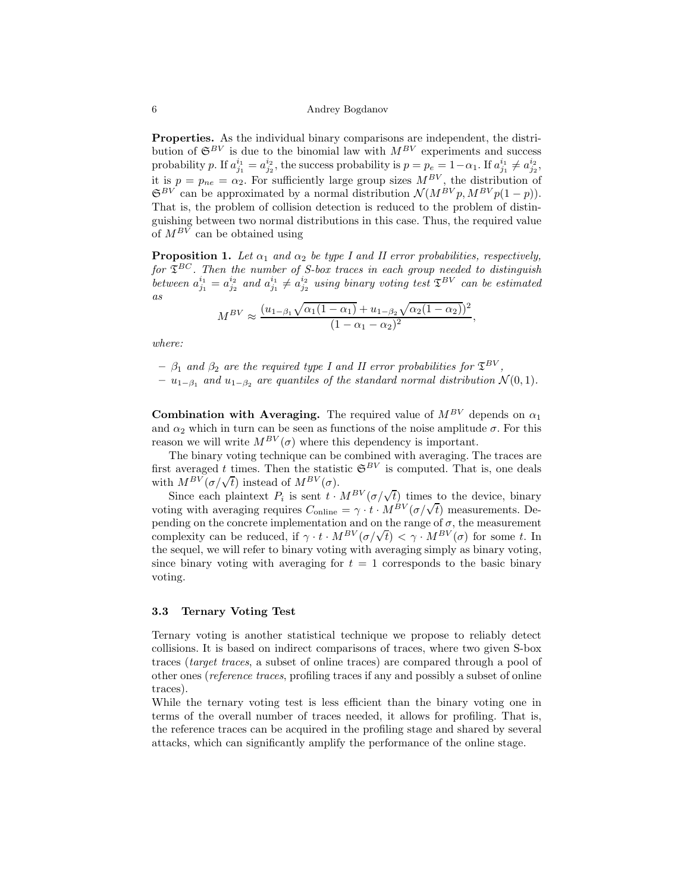**Properties.** As the individual binary comparisons are independent, the distribution of $\mathfrak{S}^{BV}$ is due to the binomial law with $M^{BV}$ experiments and success probability $p$. If $a^{i_1}_{j_1} = a^{i_2}_{j_2}$, the success probability is $p = p_e = 1 - \alpha_1$. If $a^{i_1}_{j_1} \neq a^{i_2}_{j_2}$, it is $p = p_{ne} = \alpha_2$. For sufficiently large group sizes $M^{BV}$, the distribution of $\mathfrak{S}^{BV}$ can be approximated by a normal distribution $\mathcal{N}(M^{BV}p, M^{BV}p(1-p))$. That is, the problem of collision detection is reduced to the problem of distinguishing between two normal distributions in this case. Thus, the required value of $M^{BV}$ can be obtained using

**Proposition 1.** *Let $\alpha_1$ and $\alpha_2$ be type I and II error probabilities, respectively, for $\mathfrak{T}^{BC}$. Then the number of S-box traces in each group needed to distinguish between $a^{i_1}_{j_1} = a^{i_2}_{j_2}$ and $a^{i_1}_{j_1} \neq a^{i_2}_{j_2}$ using binary voting test $\mathfrak{T}^{BV}$ can be estimated as*

$$M^{BV} \approx \frac{(u_{1-\beta_1}\sqrt{\alpha_1(1-\alpha_1)} + u_{1-\beta_2}\sqrt{\alpha_2(1-\alpha_2)})^2}{(1-\alpha_1-\alpha_2)^2},$$

*where:*

- *$\beta_1$ and $\beta_2$ are the required type I and II error probabilities for $\mathfrak{T}^{BV}$,*
- *$u_{1-\beta_1}$ and $u_{1-\beta_2}$ are quantiles of the standard normal distribution $\mathcal{N}(0,1)$.*

**Combination with Averaging.** The required value of $M^{BV}$ depends on $\alpha_1$ and $\alpha_2$ which in turn can be seen as functions of the noise amplitude $\sigma$. For this reason we will write $M^{BV}(\sigma)$ where this dependency is important.

The binary voting technique can be combined with averaging. The traces are first averaged $t$ times. Then the statistic $\mathfrak{S}^{BV}$ is computed. That is, one deals with $M^{BV}(\sigma/\sqrt{t})$ instead of $M^{BV}(\sigma)$.

Since each plaintext $P_i$ is sent $t \cdot M^{BV}(\sigma/\sqrt{t})$ times to the device, binary voting with averaging requires $C_{\text{online}} = \gamma \cdot t \cdot M^{BV}(\sigma/\sqrt{t})$ measurements. Depending on the concrete implementation and on the range of $\sigma$, the measurement complexity can be reduced, if $\gamma \cdot t \cdot M^{BV}(\sigma/\sqrt{t}) < \gamma \cdot M^{BV}(\sigma)$ for some $t$. In the sequel, we will refer to binary voting with averaging simply as binary voting, since binary voting with averaging for $t = 1$ corresponds to the basic binary voting.

### 3.3 Ternary Voting Test

Ternary voting is another statistical technique we propose to reliably detect collisions. It is based on indirect comparisons of traces, where two given S-box traces (*target traces*, a subset of online traces) are compared through a pool of other ones (*reference traces*, profiling traces if any and possibly a subset of online traces).

While the ternary voting test is less efficient than the binary voting one in terms of the overall number of traces needed, it allows for profiling. That is, the reference traces can be acquired in the profiling stage and shared by several attacks, which can significantly amplify the performance of the online stage.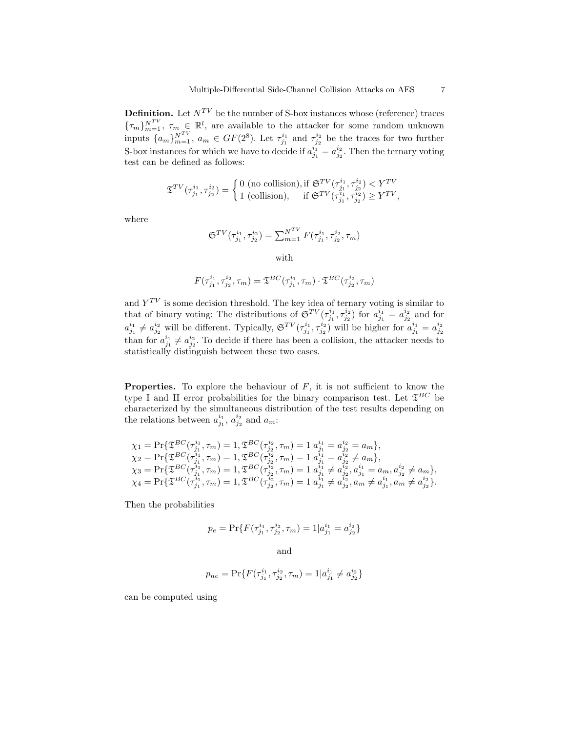**Definition.** Let $N^{TV}$ be the number of S-box instances whose (reference) traces $\{\tau_m\}_{m=1}^{N^{TV}}$, $\tau_m \in \mathbb{R}^l$, are available to the attacker for some random unknown inputs $\{a_m\}_{m=1}^{N^{TV}}$, $a_m \in GF(2^8)$. Let $\tau_{j_1}^{i_1}$ and $\tau_{j_2}^{i_2}$ be the traces for two further S-box instances for which we have to decide if $a_{j_1}^{i_1} = a_{j_2}^{i_2}$. Then the ternary voting test can be defined as follows:

$$\mathfrak{T}^{TV}(\tau_{j_1}^{i_1}, \tau_{j_2}^{i_2}) = \begin{cases} 0 \text{ (no collision)}, & \text{if } \mathfrak{S}^{TV}(\tau_{j_1}^{i_1}, \tau_{j_2}^{i_2}) < Y^{TV} \\ 1 \text{ (collision)}, & \text{if } \mathfrak{S}^{TV}(\tau_{j_1}^{i_1}, \tau_{j_2}^{i_2}) \geq Y^{TV}, \end{cases}$$

where

$$\mathfrak{S}^{TV}(\tau_{j_1}^{i_1}, \tau_{j_2}^{i_2}) = \sum_{m=1}^{N^{TV}} F(\tau_{j_1}^{i_1}, \tau_{j_2}^{i_2}, \tau_m)$$

with

$$F(\tau_{j_1}^{i_1}, \tau_{j_2}^{i_2}, \tau_m) = \mathfrak{T}^{BC}(\tau_{j_1}^{i_1}, \tau_m) \cdot \mathfrak{T}^{BC}(\tau_{j_2}^{i_2}, \tau_m)$$

and $Y^{TV}$ is some decision threshold. The key idea of ternary voting is similar to that of binary voting: The distributions of $\mathfrak{S}^{TV}(\tau_{j_1}^{i_1}, \tau_{j_2}^{i_2})$ for $a_{j_1}^{i_1} = a_{j_2}^{i_2}$ and for $a_{j_1}^{i_1} \neq a_{j_2}^{i_2}$ will be different. Typically, $\mathfrak{S}^{TV}(\tau_{j_1}^{i_1}, \tau_{j_2}^{i_2})$ will be higher for $a_{j_1}^{i_1} = a_{j_2}^{i_2}$ than for $a_{j_1}^{i_1} \neq a_{j_2}^{i_2}$. To decide if there has been a collision, the attacker needs to statistically distinguish between these two cases.

**Properties.** To explore the behaviour of $F$, it is not sufficient to know the type I and II error probabilities for the binary comparison test. Let $\mathfrak{T}^{BC}$ be characterized by the simultaneous distribution of the test results depending on the relations between $a_{j_1}^{i_1}$, $a_{j_2}^{i_2}$ and $a_m$:

$$\begin{aligned}
\chi_1 &= \Pr\{\mathfrak{T}^{BC}(\tau_{j_1}^{i_1}, \tau_m) = 1, \mathfrak{T}^{BC}(\tau_{j_2}^{i_2}, \tau_m) = 1 | a_{j_1}^{i_1} = a_{j_2}^{i_2} = a_m\}, \\
\chi_2 &= \Pr\{\mathfrak{T}^{BC}(\tau_{j_1}^{i_1}, \tau_m) = 1, \mathfrak{T}^{BC}(\tau_{j_2}^{i_2}, \tau_m) = 1 | a_{j_1}^{i_1} = a_{j_2}^{i_2} \neq a_m\}, \\
\chi_3 &= \Pr\{\mathfrak{T}^{BC}(\tau_{j_1}^{i_1}, \tau_m) = 1, \mathfrak{T}^{BC}(\tau_{j_2}^{i_2}, \tau_m) = 1 | a_{j_1}^{i_1} \neq a_{j_2}^{i_2}, a_{j_1}^{i_1} = a_m, a_{j_2}^{i_2} \neq a_m\}, \\
\chi_4 &= \Pr\{\mathfrak{T}^{BC}(\tau_{j_1}^{i_1}, \tau_m) = 1, \mathfrak{T}^{BC}(\tau_{j_2}^{i_2}, \tau_m) = 1 | a_{j_1}^{i_1} \neq a_{j_2}^{i_2}, a_m \neq a_{j_1}^{i_1}, a_m \neq a_{j_2}^{i_2}\}.
\end{aligned}$$

Then the probabilities

$$p_e = \Pr\{F(\tau_{j_1}^{i_1}, \tau_{j_2}^{i_2}, \tau_m) = 1 | a_{j_1}^{i_1} = a_{j_2}^{i_2}\}$$

and

$$p_{ne} = \Pr\{F(\tau_{j_1}^{i_1}, \tau_{j_2}^{i_2}, \tau_m) = 1 | a_{j_1}^{i_1} \neq a_{j_2}^{i_2}\}$$

can be computed using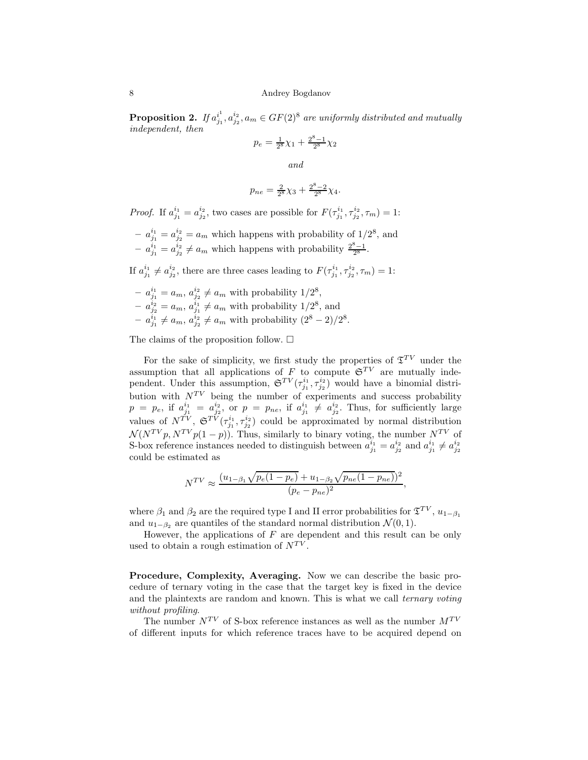**Proposition 2.** *If $a_{j_1}^{i^1}, a_{j_2}^{i_2}, a_m \in GF(2)^8$ are uniformly distributed and mutually independent, then*

$$p_e = \frac{1}{2^8}\chi_1 + \frac{2^8-1}{2^8}\chi_2$$

*and*

$$p_{ne} = \frac{2}{2^8}\chi_3 + \frac{2^8-2}{2^8}\chi_4.$$

*Proof.* If $a_{j_1}^{i_1} = a_{j_2}^{i_2}$, two cases are possible for $F(\tau_{j_1}^{i_1}, \tau_{j_2}^{i_2}, \tau_m) = 1$:

- $a_{j_1}^{i_1} = a_{j_2}^{i_2} = a_m$ which happens with probability of $1/2^8$, and
- $a_{j_1}^{i_1} = a_{j_2}^{i_2} \neq a_m$ which happens with probability $\frac{2^8-1}{2^8}$.

If $a_{j_1}^{i_1} \neq a_{j_2}^{i_2}$, there are three cases leading to $F(\tau_{j_1}^{i_1}, \tau_{j_2}^{i_2}, \tau_m) = 1$:

- $a_{j_1}^{i_1} = a_m$, $a_{j_2}^{i_2} \neq a_m$ with probability $1/2^8$,
- $a_{j_2}^{i_2} = a_m$, $a_{j_1}^{i_1} \neq a_m$ with probability $1/2^8$, and
- $a_{j_1}^{i_1} \neq a_m$, $a_{j_2}^{i_2} \neq a_m$ with probability $(2^8-2)/2^8$.

The claims of the proposition follow. □

For the sake of simplicity, we first study the properties of $\mathfrak{T}^{TV}$ under the assumption that all applications of $F$ to compute $\mathfrak{S}^{TV}$ are mutually independent. Under this assumption, $\mathfrak{S}^{TV}(\tau_{j_1}^{i_1}, \tau_{j_2}^{i_2})$ would have a binomial distribution with $N^{TV}$ being the number of experiments and success probability $p = p_e$, if $a_{j_1}^{i_1} = a_{j_2}^{i_2}$, or $p = p_{ne}$, if $a_{j_1}^{i_1} \neq a_{j_2}^{i_2}$. Thus, for sufficiently large values of $N^{TV}$, $\mathfrak{S}^{TV}(\tau_{j_1}^{i_1}, \tau_{j_2}^{i_2})$ could be approximated by normal distribution $\mathcal{N}(N^{TV}p, N^{TV}p(1-p))$. Thus, similarly to binary voting, the number $N^{TV}$ of S-box reference instances needed to distinguish between $a_{j_1}^{i_1} = a_{j_2}^{i_2}$ and $a_{j_1}^{i_1} \neq a_{j_2}^{i_2}$ could be estimated as

$$N^{TV} \approx \frac{(u_{1-\beta_1}\sqrt{p_e(1-p_e)} + u_{1-\beta_2}\sqrt{p_{ne}(1-p_{ne})})^2}{(p_e - p_{ne})^2},$$

where $\beta_1$ and $\beta_2$ are the required type I and II error probabilities for $\mathfrak{T}^{TV}$, $u_{1-\beta_1}$ and $u_{1-\beta_2}$ are quantiles of the standard normal distribution $\mathcal{N}(0,1)$.

However, the applications of $F$ are dependent and this result can be only used to obtain a rough estimation of $N^{TV}$.

**Procedure, Complexity, Averaging.** Now we can describe the basic procedure of ternary voting in the case that the target key is fixed in the device and the plaintexts are random and known. This is what we call *ternary voting without profiling*.

The number $N^{TV}$ of S-box reference instances as well as the number $M^{TV}$ of different inputs for which reference traces have to be acquired depend on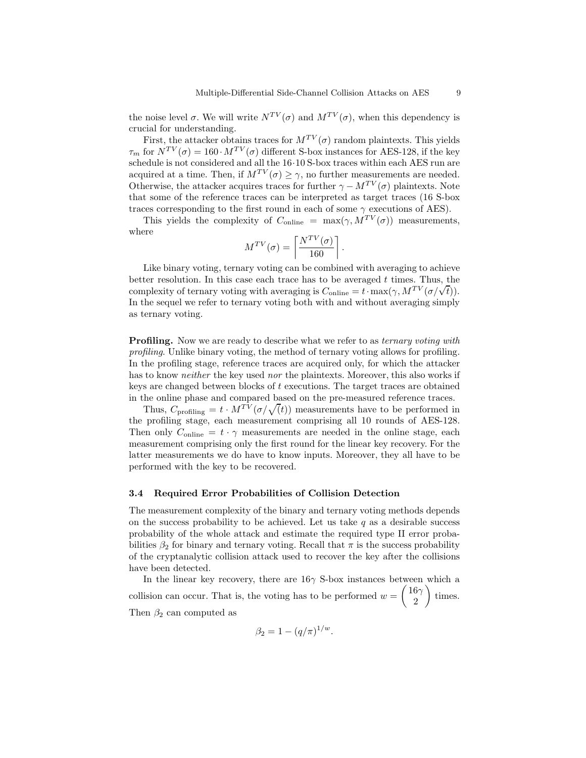the noise level $\sigma$. We will write $N^{TV}(\sigma)$ and $M^{TV}(\sigma)$, when this dependency is crucial for understanding.

First, the attacker obtains traces for $M^{TV}(\sigma)$ random plaintexts. This yields $\tau_m$ for $N^{TV}(\sigma) = 160 \cdot M^{TV}(\sigma)$ different S-box instances for AES-128, if the key schedule is not considered and all the $16 \cdot 10$ S-box traces within each AES run are acquired at a time. Then, if $M^{TV}(\sigma) \geq \gamma$, no further measurements are needed. Otherwise, the attacker acquires traces for further $\gamma - M^{TV}(\sigma)$ plaintexts. Note that some of the reference traces can be interpreted as target traces (16 S-box traces corresponding to the first round in each of some $\gamma$ executions of AES).

This yields the complexity of $C_{\text{online}} = \max(\gamma, M^{TV}(\sigma))$ measurements, where

$$M^{TV}(\sigma) = \left\lceil \frac{N^{TV}(\sigma)}{160} \right\rceil.$$

Like binary voting, ternary voting can be combined with averaging to achieve better resolution. In this case each trace has to be averaged $t$ times. Thus, the complexity of ternary voting with averaging is $C_{\text{online}} = t \cdot \max(\gamma, M^{TV}(\sigma/\sqrt{t}))$. In the sequel we refer to ternary voting both with and without averaging simply as ternary voting.

**Profiling.** Now we are ready to describe what we refer to as *ternary voting with profiling*. Unlike binary voting, the method of ternary voting allows for profiling. In the profiling stage, reference traces are acquired only, for which the attacker has to know *neither* the key used *nor* the plaintexts. Moreover, this also works if keys are changed between blocks of $t$ executions. The target traces are obtained in the online phase and compared based on the pre-measured reference traces.

Thus, $C_{\text{profiling}} = t \cdot M^{TV}(\sigma/\sqrt(t))$ measurements have to be performed in the profiling stage, each measurement comprising all 10 rounds of AES-128. Then only $C_{\text{online}} = t \cdot \gamma$ measurements are needed in the online stage, each measurement comprising only the first round for the linear key recovery. For the latter measurements we do have to know inputs. Moreover, they all have to be performed with the key to be recovered.

### 3.4 Required Error Probabilities of Collision Detection

The measurement complexity of the binary and ternary voting methods depends on the success probability to be achieved. Let us take $q$ as a desirable success probability of the whole attack and estimate the required type II error probabilities $\beta_2$ for binary and ternary voting. Recall that $\pi$ is the success probability of the cryptanalytic collision attack used to recover the key after the collisions have been detected.

In the linear key recovery, there are $16\gamma$ S-box instances between which a collision can occur. That is, the voting has to be performed $w = \binom{16\gamma}{2}$ times. Then $\beta_2$ can computed as

$$\beta_2 = 1 - (q/\pi)^{1/w}.$$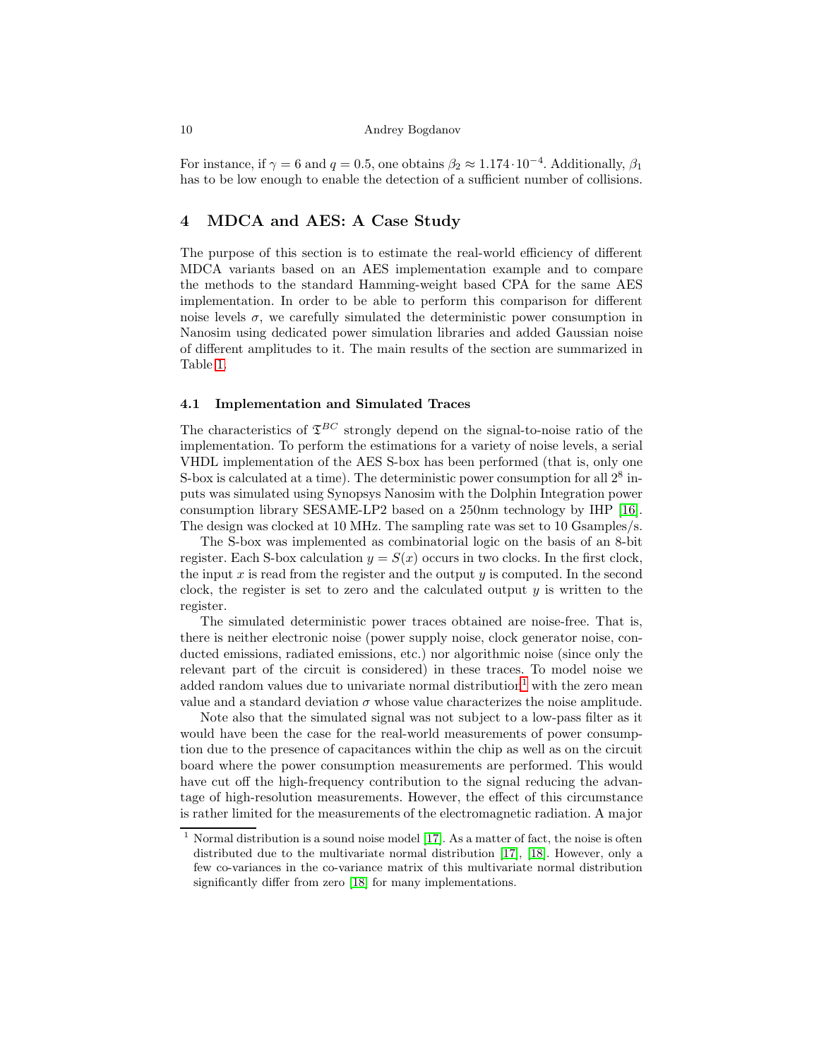For instance, if $\gamma = 6$ and $q = 0.5$, one obtains $\beta_2 \approx 1.174 \cdot 10^{-4}$. Additionally, $\beta_1$ has to be low enough to enable the detection of a sufficient number of collisions.

## 4 MDCA and AES: A Case Study

The purpose of this section is to estimate the real-world efficiency of different MDCA variants based on an AES implementation example and to compare the methods to the standard Hamming-weight based CPA for the same AES implementation. In order to be able to perform this comparison for different noise levels $\sigma$, we carefully simulated the deterministic power consumption in Nanosim using dedicated power simulation libraries and added Gaussian noise of different amplitudes to it. The main results of the section are summarized in Table 1.

### 4.1 Implementation and Simulated Traces

The characteristics of $\mathfrak{T}^{BC}$ strongly depend on the signal-to-noise ratio of the implementation. To perform the estimations for a variety of noise levels, a serial VHDL implementation of the AES S-box has been performed (that is, only one S-box is calculated at a time). The deterministic power consumption for all $2^8$ inputs was simulated using Synopsys Nanosim with the Dolphin Integration power consumption library SESAME-LP2 based on a 250nm technology by IHP [16]. The design was clocked at 10 MHz. The sampling rate was set to 10 Gsamples/s.

The S-box was implemented as combinatorial logic on the basis of an 8-bit register. Each S-box calculation $y = S(x)$ occurs in two clocks. In the first clock, the input $x$ is read from the register and the output $y$ is computed. In the second clock, the register is set to zero and the calculated output $y$ is written to the register.

The simulated deterministic power traces obtained are noise-free. That is, there is neither electronic noise (power supply noise, clock generator noise, conducted emissions, radiated emissions, etc.) nor algorithmic noise (since only the relevant part of the circuit is considered) in these traces. To model noise we added random values due to univariate normal distribution[1] with the zero mean value and a standard deviation $\sigma$ whose value characterizes the noise amplitude.

Note also that the simulated signal was not subject to a low-pass filter as it would have been the case for the real-world measurements of power consumption due to the presence of capacitances within the chip as well as on the circuit board where the power consumption measurements are performed. This would have cut off the high-frequency contribution to the signal reducing the advantage of high-resolution measurements. However, the effect of this circumstance is rather limited for the measurements of the electromagnetic radiation. A major

[1] Normal distribution is a sound noise model [17]. As a matter of fact, the noise is often distributed due to the multivariate normal distribution [17], [18]. However, only a few co-variances in the co-variance matrix of this multivariate normal distribution significantly differ from zero [18] for many implementations.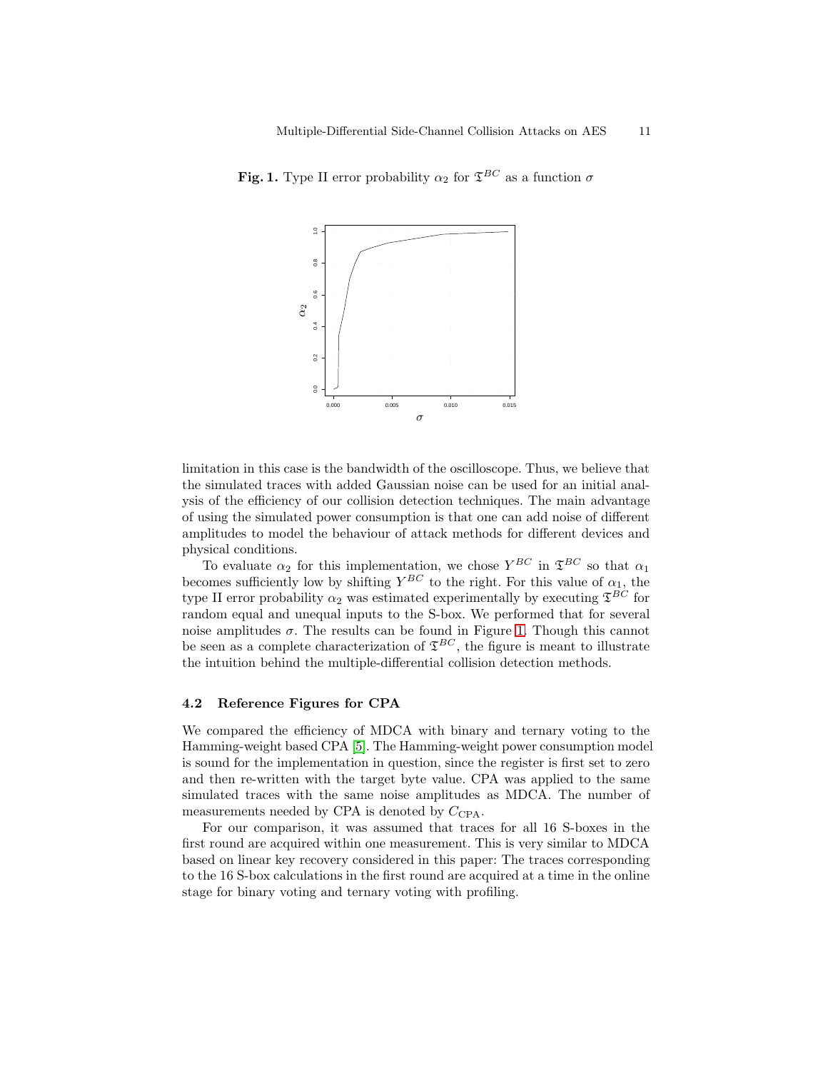**Fig. 1.** Type II error probability $\alpha_2$ for $\mathfrak{T}^{BC}$ as a function $\sigma$

limitation in this case is the bandwidth of the oscilloscope. Thus, we believe that the simulated traces with added Gaussian noise can be used for an initial analysis of the efficiency of our collision detection techniques. The main advantage of using the simulated power consumption is that one can add noise of different amplitudes to model the behaviour of attack methods for different devices and physical conditions.

To evaluate $\alpha_2$ for this implementation, we chose $Y^{BC}$ in $\mathfrak{T}^{BC}$ so that $\alpha_1$ becomes sufficiently low by shifting $Y^{BC}$ to the right. For this value of $\alpha_1$, the type II error probability $\alpha_2$ was estimated experimentally by executing $\mathfrak{T}^{BC}$ for random equal and unequal inputs to the S-box. We performed that for several noise amplitudes $\sigma$. The results can be found in Figure 1. Though this cannot be seen as a complete characterization of $\mathfrak{T}^{BC}$, the figure is meant to illustrate the intuition behind the multiple-differential collision detection methods.

### 4.2 Reference Figures for CPA

We compared the efficiency of MDCA with binary and ternary voting to the Hamming-weight based CPA [5]. The Hamming-weight power consumption model is sound for the implementation in question, since the register is first set to zero and then re-written with the target byte value. CPA was applied to the same simulated traces with the same noise amplitudes as MDCA. The number of measurements needed by CPA is denoted by $C_{\mathrm{CPA}}$.

For our comparison, it was assumed that traces for all 16 S-boxes in the first round are acquired within one measurement. This is very similar to MDCA based on linear key recovery considered in this paper: The traces corresponding to the 16 S-box calculations in the first round are acquired at a time in the online stage for binary voting and ternary voting with profiling.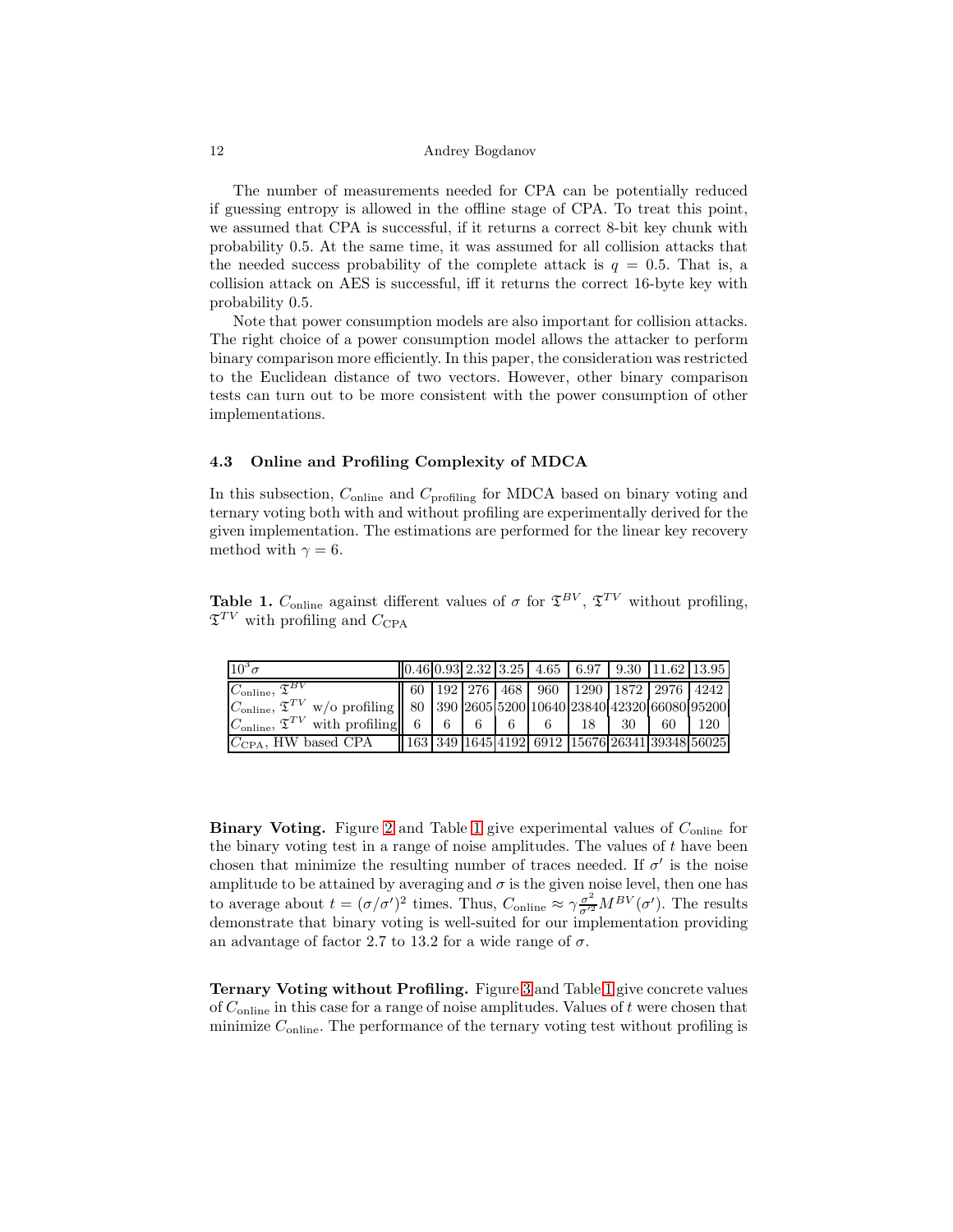The number of measurements needed for CPA can be potentially reduced if guessing entropy is allowed in the offline stage of CPA. To treat this point, we assumed that CPA is successful, if it returns a correct 8-bit key chunk with probability 0.5. At the same time, it was assumed for all collision attacks that the needed success probability of the complete attack is $q = 0.5$. That is, a collision attack on AES is successful, iff it returns the correct 16-byte key with probability 0.5.

Note that power consumption models are also important for collision attacks. The right choice of a power consumption model allows the attacker to perform binary comparison more efficiently. In this paper, the consideration was restricted to the Euclidean distance of two vectors. However, other binary comparison tests can turn out to be more consistent with the power consumption of other implementations.

### 4.3 Online and Profiling Complexity of MDCA

In this subsection, $C_{\text{online}}$ and $C_{\text{profiling}}$ for MDCA based on binary voting and ternary voting both with and without profiling are experimentally derived for the given implementation. The estimations are performed for the linear key recovery method with $\gamma = 6$.

**Table 1.** $C_{\text{online}}$ against different values of $\sigma$ for $\mathfrak{T}^{BV}$, $\mathfrak{T}^{TV}$ without profiling, $\mathfrak{T}^{TV}$ with profiling and $C_{\text{CPA}}$

| $10^3\sigma$ | 0.46 | 0.93 | 2.32 | 3.25 | 4.65 | 6.97 | 9.30 | 11.62 | 13.95 |
|---|---|---|---|---|---|---|---|---|---|
| $C_{\text{online}}$, $\mathfrak{T}^{BV}$ | 60 | 192 | 276 | 468 | 960 | 1290 | 1872 | 2976 | 4242 |
| $C_{\text{online}}$, $\mathfrak{T}^{TV}$ w/o profiling | 80 | 390 | 2605 | 5200 | 10640 | 23840 | 42320 | 66080 | 95200 |
| $C_{\text{online}}$, $\mathfrak{T}^{TV}$ with profiling | 6 | 6 | 6 | 6 | 6 | 18 | 30 | 60 | 120 |
| $C_{\text{CPA}}$, HW based CPA | 163 | 349 | 1645 | 4192 | 6912 | 15676 | 26341 | 39348 | 56025 |

**Binary Voting.** Figure 2 and Table 1 give experimental values of $C_{\text{online}}$ for the binary voting test in a range of noise amplitudes. The values of $t$ have been chosen that minimize the resulting number of traces needed. If $\sigma'$ is the noise amplitude to be attained by averaging and $\sigma$ is the given noise level, then one has to average about $t = (\sigma/\sigma')^2$ times. Thus, $C_{\text{online}} \approx \gamma \frac{\sigma^2}{\sigma'^2} M^{BV}(\sigma')$. The results demonstrate that binary voting is well-suited for our implementation providing an advantage of factor 2.7 to 13.2 for a wide range of $\sigma$.

**Ternary Voting without Profiling.** Figure 3 and Table 1 give concrete values of $C_{\text{online}}$ in this case for a range of noise amplitudes. Values of $t$ were chosen that minimize $C_{\text{online}}$. The performance of the ternary voting test without profiling is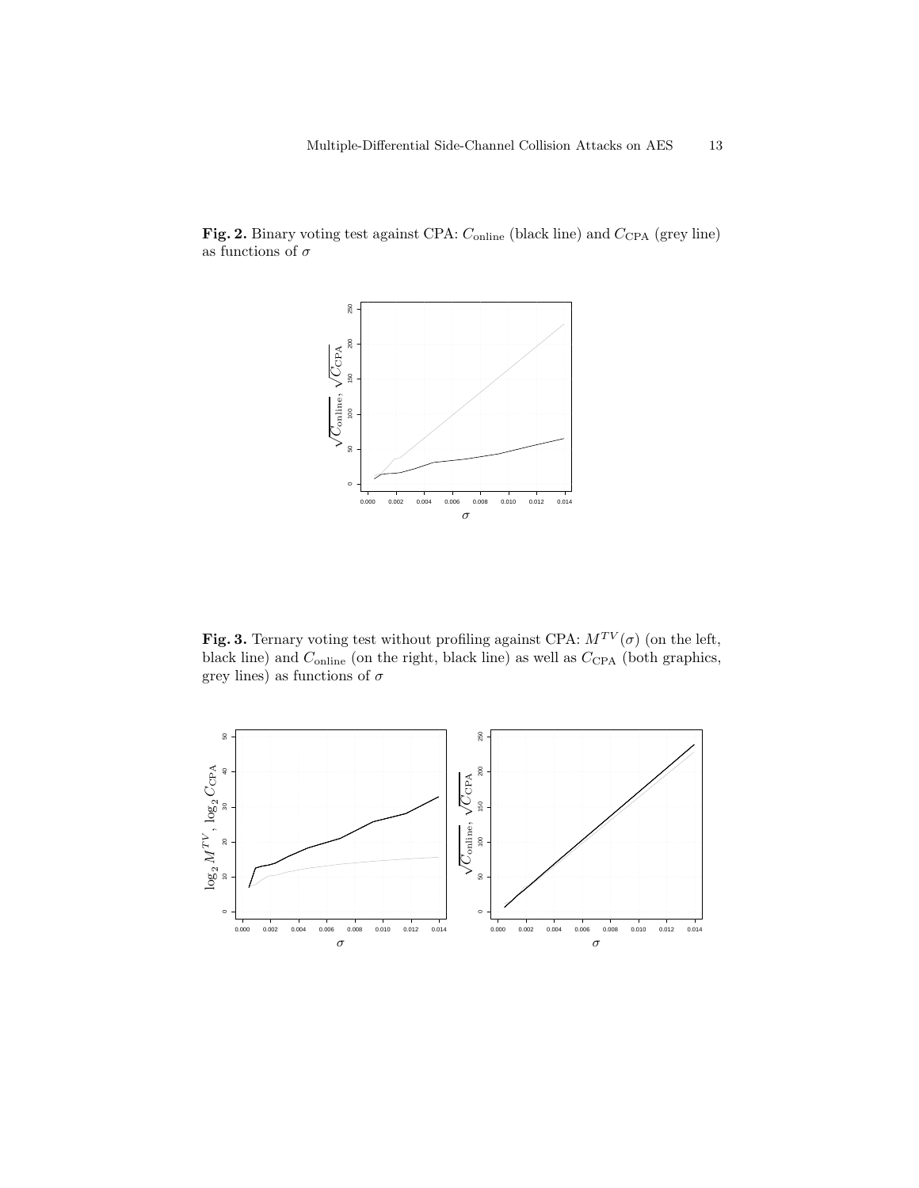**Fig. 2.** Binary voting test against CPA: $C_{\text{online}}$ (black line) and $C_{\text{CPA}}$ (grey line) as functions of $\sigma$

**Fig. 3.** Ternary voting test without profiling against CPA: $M^{TV}(\sigma)$ (on the left, black line) and $C_{\text{online}}$ (on the right, black line) as well as $C_{\text{CPA}}$ (both graphics, grey lines) as functions of $\sigma$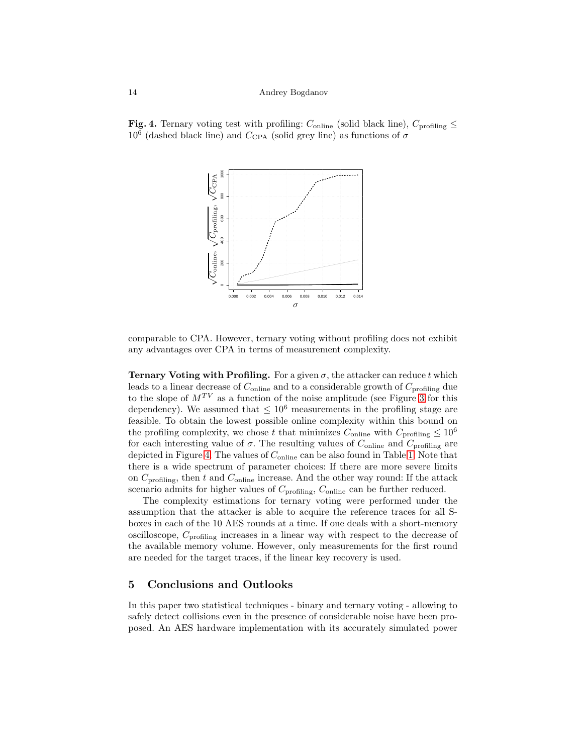**Fig. 4.** Ternary voting test with profiling: $C_{\text{online}}$ (solid black line), $C_{\text{profiling}} \leq 10^6$ (dashed black line) and $C_{\text{CPA}}$ (solid grey line) as functions of $\sigma$

comparable to CPA. However, ternary voting without profiling does not exhibit any advantages over CPA in terms of measurement complexity.

**Ternary Voting with Profiling.** For a given $\sigma$, the attacker can reduce $t$ which leads to a linear decrease of $C_{\text{online}}$ and to a considerable growth of $C_{\text{profiling}}$ due to the slope of $M^{TV}$ as a function of the noise amplitude (see Figure 3 for this dependency). We assumed that $\leq 10^6$ measurements in the profiling stage are feasible. To obtain the lowest possible online complexity within this bound on the profiling complexity, we chose $t$ that minimizes $C_{\text{online}}$ with $C_{\text{profiling}} \leq 10^6$ for each interesting value of $\sigma$. The resulting values of $C_{\text{online}}$ and $C_{\text{profiling}}$ are depicted in Figure 4. The values of $C_{\text{online}}$ can be also found in Table 1. Note that there is a wide spectrum of parameter choices: If there are more severe limits on $C_{\text{profiling}}$, then $t$ and $C_{\text{online}}$ increase. And the other way round: If the attack scenario admits for higher values of $C_{\text{profiling}}$, $C_{\text{online}}$ can be further reduced.

The complexity estimations for ternary voting were performed under the assumption that the attacker is able to acquire the reference traces for all S-boxes in each of the 10 AES rounds at a time. If one deals with a short-memory oscilloscope, $C_{\text{profiling}}$ increases in a linear way with respect to the decrease of the available memory volume. However, only measurements for the first round are needed for the target traces, if the linear key recovery is used.

## 5 Conclusions and Outlooks

In this paper two statistical techniques - binary and ternary voting - allowing to safely detect collisions even in the presence of considerable noise have been proposed. An AES hardware implementation with its accurately simulated power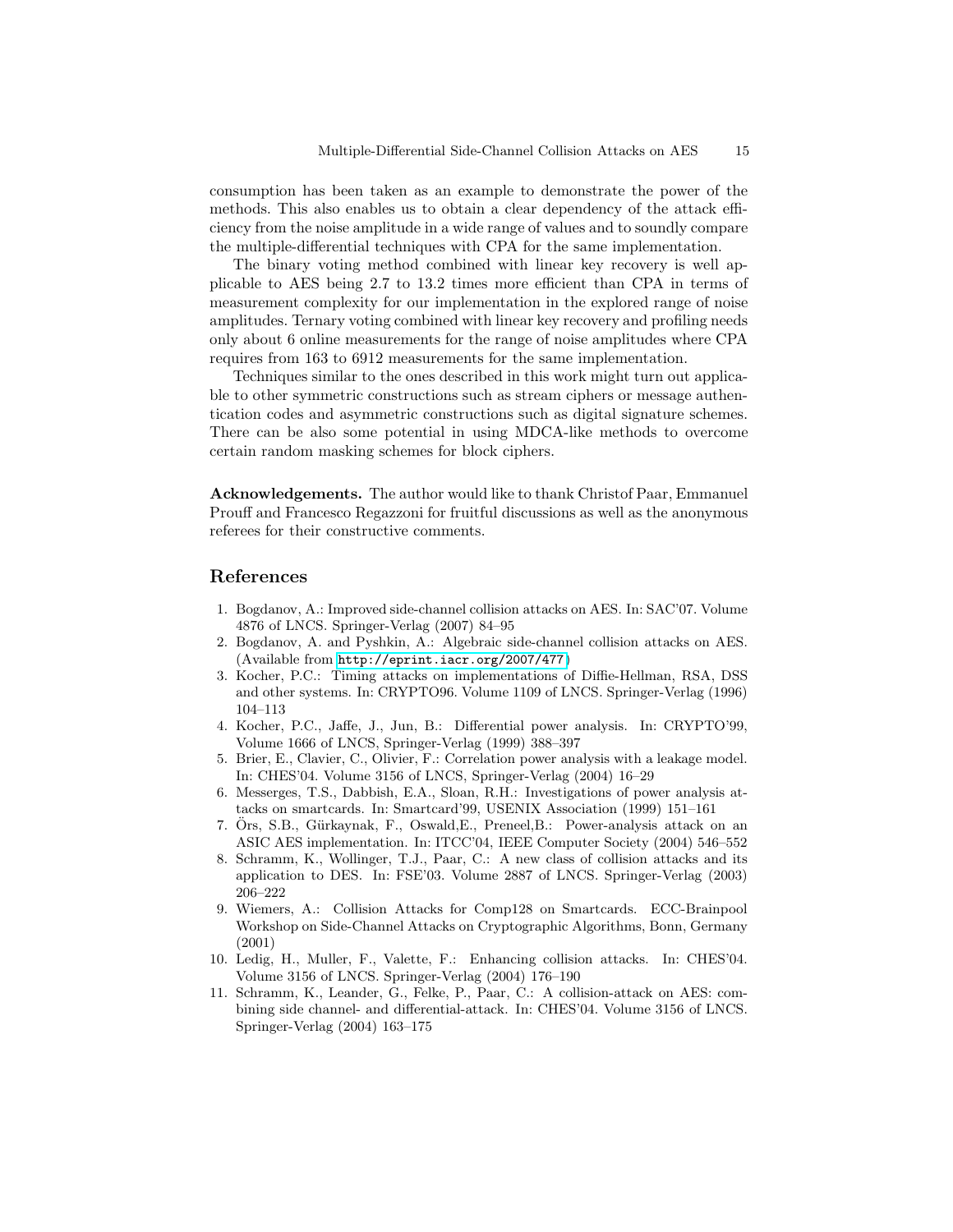consumption has been taken as an example to demonstrate the power of the methods. This also enables us to obtain a clear dependency of the attack efficiency from the noise amplitude in a wide range of values and to soundly compare the multiple-differential techniques with CPA for the same implementation.

The binary voting method combined with linear key recovery is well applicable to AES being 2.7 to 13.2 times more efficient than CPA in terms of measurement complexity for our implementation in the explored range of noise amplitudes. Ternary voting combined with linear key recovery and profiling needs only about 6 online measurements for the range of noise amplitudes where CPA requires from 163 to 6912 measurements for the same implementation.

Techniques similar to the ones described in this work might turn out applicable to other symmetric constructions such as stream ciphers or message authentication codes and asymmetric constructions such as digital signature schemes. There can be also some potential in using MDCA-like methods to overcome certain random masking schemes for block ciphers.

**Acknowledgements.** The author would like to thank Christof Paar, Emmanuel Prouff and Francesco Regazzoni for fruitful discussions as well as the anonymous referees for their constructive comments.

## References

1. Bogdanov, A.: Improved side-channel collision attacks on AES. In: SAC'07. Volume 4876 of LNCS. Springer-Verlag (2007) 84–95
2. Bogdanov, A. and Pyshkin, A.: Algebraic side-channel collision attacks on AES. (Available from http://eprint.iacr.org/2007/477)
3. Kocher, P.C.: Timing attacks on implementations of Diffie-Hellman, RSA, DSS and other systems. In: CRYPTO96. Volume 1109 of LNCS. Springer-Verlag (1996) 104–113
4. Kocher, P.C., Jaffe, J., Jun, B.: Differential power analysis. In: CRYPTO'99, Volume 1666 of LNCS, Springer-Verlag (1999) 388–397
5. Brier, E., Clavier, C., Olivier, F.: Correlation power analysis with a leakage model. In: CHES'04. Volume 3156 of LNCS, Springer-Verlag (2004) 16–29
6. Messerges, T.S., Dabbish, E.A., Sloan, R.H.: Investigations of power analysis attacks on smartcards. In: Smartcard'99, USENIX Association (1999) 151–161
7. Örs, S.B., Gürkaynak, F., Oswald,E., Preneel,B.: Power-analysis attack on an ASIC AES implementation. In: ITCC'04, IEEE Computer Society (2004) 546–552
8. Schramm, K., Wollinger, T.J., Paar, C.: A new class of collision attacks and its application to DES. In: FSE'03. Volume 2887 of LNCS. Springer-Verlag (2003) 206–222
9. Wiemers, A.: Collision Attacks for Comp128 on Smartcards. ECC-Brainpool Workshop on Side-Channel Attacks on Cryptographic Algorithms, Bonn, Germany (2001)
10. Ledig, H., Muller, F., Valette, F.: Enhancing collision attacks. In: CHES'04. Volume 3156 of LNCS. Springer-Verlag (2004) 176–190
11. Schramm, K., Leander, G., Felke, P., Paar, C.: A collision-attack on AES: combining side channel- and differential-attack. In: CHES'04. Volume 3156 of LNCS. Springer-Verlag (2004) 163–175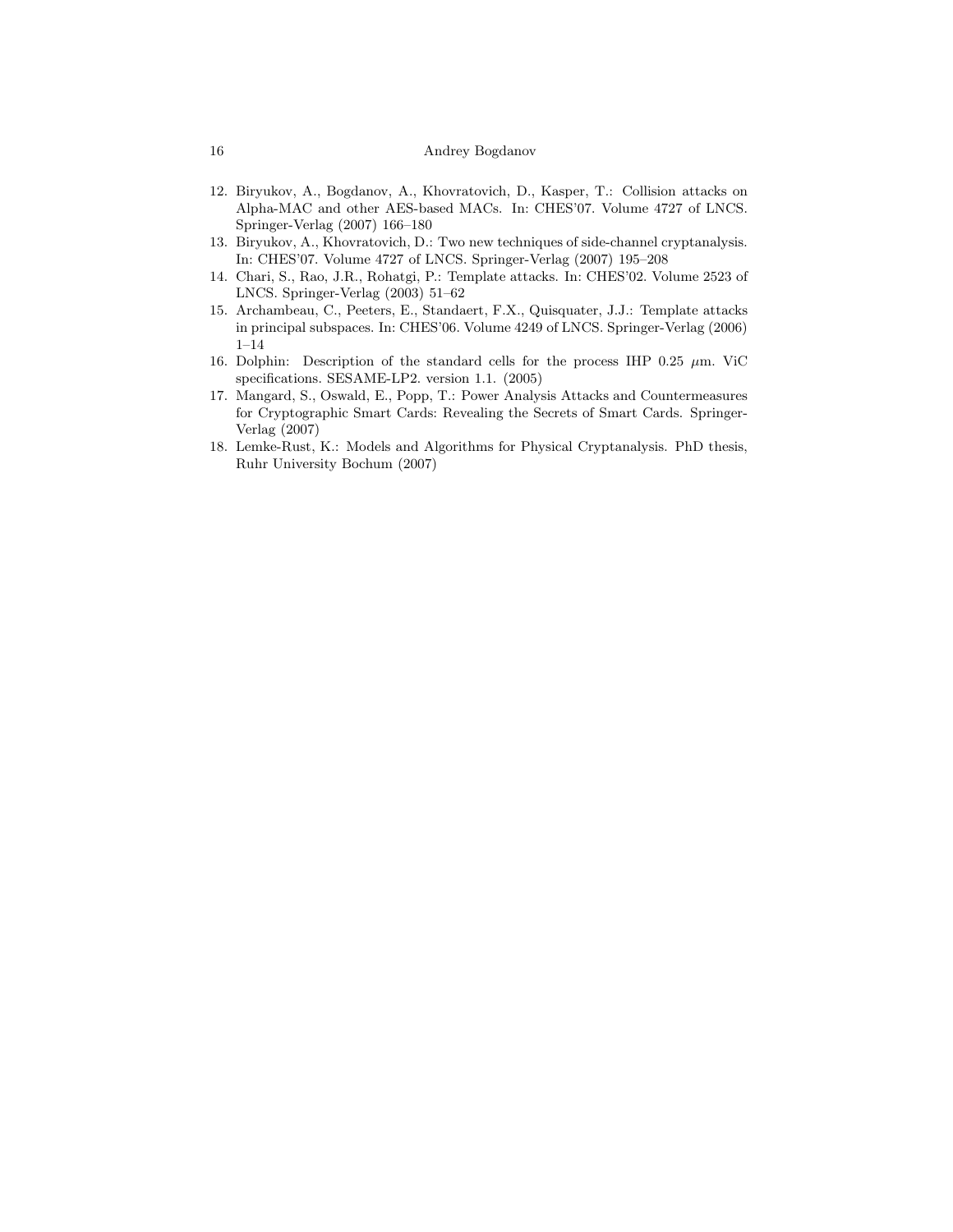12. Biryukov, A., Bogdanov, A., Khovratovich, D., Kasper, T.: Collision attacks on Alpha-MAC and other AES-based MACs. In: CHES'07. Volume 4727 of LNCS. Springer-Verlag (2007) 166–180
13. Biryukov, A., Khovratovich, D.: Two new techniques of side-channel cryptanalysis. In: CHES'07. Volume 4727 of LNCS. Springer-Verlag (2007) 195–208
14. Chari, S., Rao, J.R., Rohatgi, P.: Template attacks. In: CHES'02. Volume 2523 of LNCS. Springer-Verlag (2003) 51–62
15. Archambeau, C., Peeters, E., Standaert, F.X., Quisquater, J.J.: Template attacks in principal subspaces. In: CHES'06. Volume 4249 of LNCS. Springer-Verlag (2006) 1–14
16. Dolphin: Description of the standard cells for the process IHP 0.25 $\mu$m. ViC specifications. SESAME-LP2. version 1.1. (2005)
17. Mangard, S., Oswald, E., Popp, T.: Power Analysis Attacks and Countermeasures for Cryptographic Smart Cards: Revealing the Secrets of Smart Cards. Springer-Verlag (2007)
18. Lemke-Rust, K.: Models and Algorithms for Physical Cryptanalysis. PhD thesis, Ruhr University Bochum (2007)